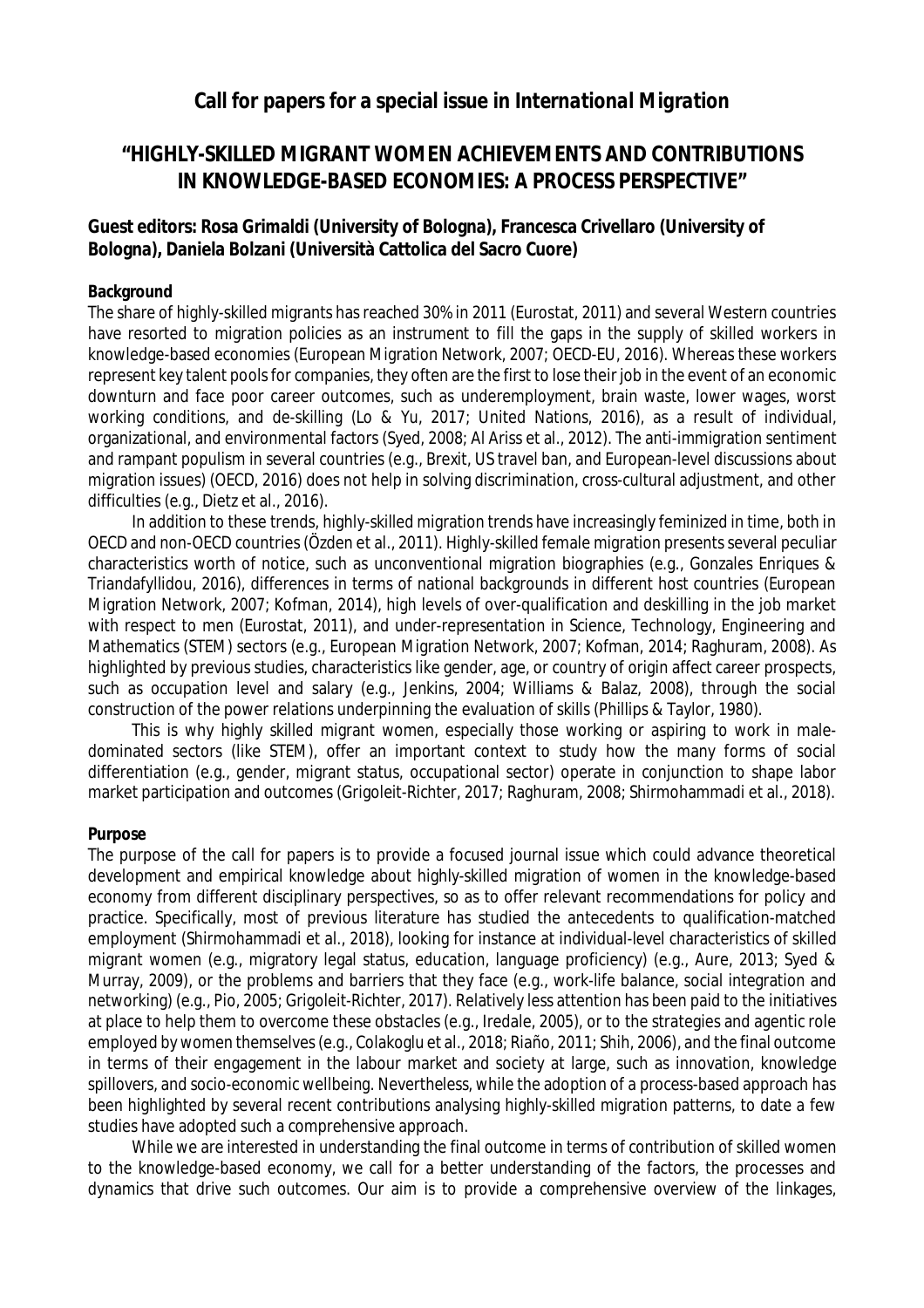## *Call for papers for a special issue in International Migration*

## "HIGHLY-SKILLED MIGRANT WOMEN ACHIEVEMENTS AND CONTRIBUTIONS IN KNOWLEDGE-BASED ECONOMIES: A PROCESS PERSPECTIVE"

**Guest editors: Rosa Grimaldi (University of Bologna), Francesca Crivellaro (University of Bologna), Daniela Bolzani (Università Cattolica del Sacro Cuore)**

**Background**

The share of highly-skilled migrants has reached 30% in 2011 (Eurostat, 2011) and several Western countries have resorted to migration policies as an instrument to fill the gaps in the supply of skilled workers in knowledge-based economies (European Migration Network, 2007; OECD-EU, 2016). Whereas these workers represent key talent pools for companies, they often are the first to lose their job in the event of an economic downturn and face poor career outcomes, such as underemployment, brain waste, lower wages, worst working conditions, and de-skilling (Lo & Yu, 2017; United Nations, 2016), as a result of individual, organizational, and environmental factors (Syed, 2008; Al Ariss et al., 2012). The anti-immigration sentiment and rampant populism in several countries (e.g., Brexit, US travel ban, and European-level discussions about migration issues) (OECD, 2016) does not help in solving discrimination, cross-cultural adjustment, and other difficulties (e.g., Dietz et al., 2016).

In addition to these trends, highly-skilled migration trends have increasingly feminized in time, both in OECD and non-OECD countries (Özden et al., 2011). Highly-skilled female migration presents several peculiar characteristics worth of notice, such as unconventional migration biographies (e.g., Gonzales Enriques & Triandafyllidou, 2016), differences in terms of national backgrounds in different host countries (European Migration Network, 2007; Kofman, 2014), high levels of over-qualification and deskilling in the job market with respect to men (Eurostat, 2011), and under-representation in Science, Technology, Engineering and Mathematics (STEM) sectors (e.g., European Migration Network, 2007; Kofman, 2014; Raghuram, 2008). As highlighted by previous studies, characteristics like gender, age, or country of origin affect career prospects, such as occupation level and salary (e.g., Jenkins, 2004; Williams & Balaz, 2008), through the social construction of the power relations underpinning the evaluation of skills (Phillips & Taylor, 1980).

This is why highly skilled migrant women, especially those working or aspiring to work in male-dominated sectors (like STEM), offer an important context to study how the many forms of social differentiation (e.g., gender, migrant status, occupational sector) operate in conjunction to shape labor market participation and outcomes (Grigoleit-Richter, 2017; Raghuram, 2008; Shirmohammadi et al., 2018).

**Purpose**

The purpose of the call for papers is to provide a focused journal issue which could advance theoretical development and empirical knowledge about highly-skilled migration of women in the knowledge-based economy from different disciplinary perspectives, so as to offer relevant recommendations for policy and practice. Specifically, most of previous literature has studied the antecedents to qualification-matched employment (Shirmohammadi et al., 2018), looking for instance at individual-level characteristics of skilled migrant women (e.g., migratory legal status, education, language proficiency) (e.g., Aure, 2013; Syed & Murray, 2009), or the problems and barriers that they face (e.g., work-life balance, social integration and networking) (e.g., Pio, 2005; Grigoleit-Richter, 2017). Relatively less attention has been paid to the initiatives at place to help them to overcome these obstacles (e.g., Iredale, 2005), or to the strategies and agentic role employed by women themselves (e.g., Colakoglu et al., 2018; Riaño, 2011; Shih, 2006), and the final outcome in terms of their engagement in the labour market and society at large, such as innovation, knowledge spillovers, and socio-economic wellbeing. Nevertheless, while the adoption of a process-based approach has been highlighted by several recent contributions analysing highly-skilled migration patterns, to date a few studies have adopted such a comprehensive approach.

While we are interested in understanding the final outcome in terms of contribution of skilled women to the knowledge-based economy, we call for a better understanding of the factors, the processes and dynamics that drive such outcomes. Our aim is to provide a comprehensive overview of the linkages,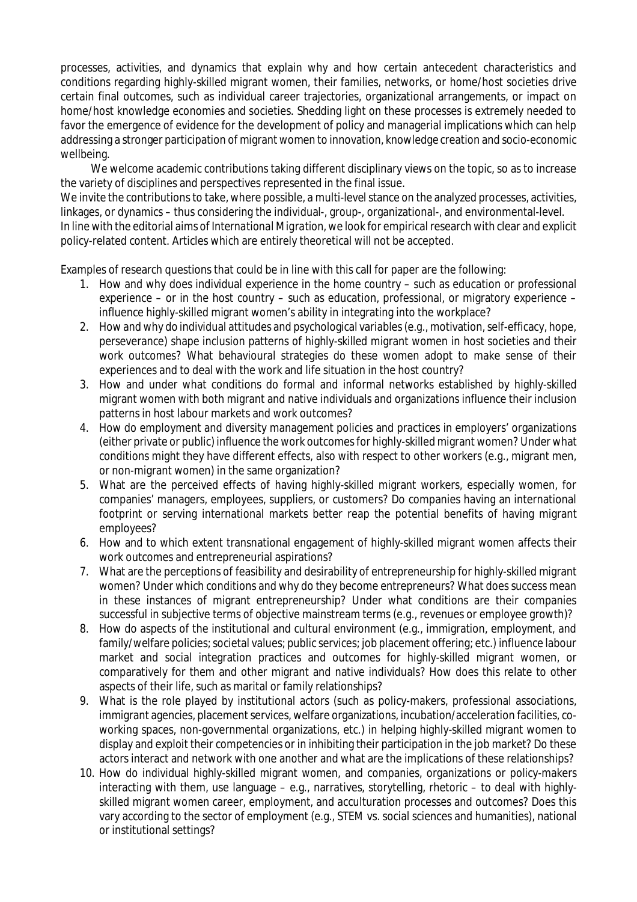processes, activities, and dynamics that explain why and how certain antecedent characteristics and conditions regarding highly-skilled migrant women, their families, networks, or home/host societies drive certain final outcomes, such as individual career trajectories, organizational arrangements, or impact on home/host knowledge economies and societies. Shedding light on these processes is extremely needed to favor the emergence of evidence for the development of policy and managerial implications which can help addressing a stronger participation of migrant women to innovation, knowledge creation and socio-economic wellbeing.

We welcome academic contributions taking different disciplinary views on the topic, so as to increase the variety of disciplines and perspectives represented in the final issue.

We invite the contributions to take, where possible, a multi-level stance on the analyzed processes, activities, linkages, or dynamics – thus considering the individual-, group-, organizational-, and environmental-level.

In line with the editorial aims of *International Migration*, we look for empirical research with clear and explicit policy-related content. Articles which are entirely theoretical will not be accepted.

Examples of research questions that could be in line with this call for paper are the following:

1. How and why does individual experience in the home country – such as education or professional experience – or in the host country – such as education, professional, or migratory experience – influence highly-skilled migrant women's ability in integrating into the workplace?
2. How and why do individual attitudes and psychological variables (e.g., motivation, self-efficacy, hope, perseverance) shape inclusion patterns of highly-skilled migrant women in host societies and their work outcomes? What behavioural strategies do these women adopt to make sense of their experiences and to deal with the work and life situation in the host country?
3. How and under what conditions do formal and informal networks established by highly-skilled migrant women with both migrant and native individuals and organizations influence their inclusion patterns in host labour markets and work outcomes?
4. How do employment and diversity management policies and practices in employers' organizations (either private or public) influence the work outcomes for highly-skilled migrant women? Under what conditions might they have different effects, also with respect to other workers (e.g., migrant men, or non-migrant women) in the same organization?
5. What are the perceived effects of having highly-skilled migrant workers, especially women, for companies' managers, employees, suppliers, or customers? Do companies having an international footprint or serving international markets better reap the potential benefits of having migrant employees?
6. How and to which extent transnational engagement of highly-skilled migrant women affects their work outcomes and entrepreneurial aspirations?
7. What are the perceptions of feasibility and desirability of entrepreneurship for highly-skilled migrant women? Under which conditions and why do they become entrepreneurs? What does success mean in these instances of migrant entrepreneurship? Under what conditions are their companies successful in subjective terms of objective mainstream terms (e.g., revenues or employee growth)?
8. How do aspects of the institutional and cultural environment (e.g., immigration, employment, and family/welfare policies; societal values; public services; job placement offering; etc.) influence labour market and social integration practices and outcomes for highly-skilled migrant women, or comparatively for them and other migrant and native individuals? How does this relate to other aspects of their life, such as marital or family relationships?
9. What is the role played by institutional actors (such as policy-makers, professional associations, immigrant agencies, placement services, welfare organizations, incubation/acceleration facilities, co-working spaces, non-governmental organizations, etc.) in helping highly-skilled migrant women to display and exploit their competencies or in inhibiting their participation in the job market? Do these actors interact and network with one another and what are the implications of these relationships?
10. How do individual highly-skilled migrant women, and companies, organizations or policy-makers interacting with them, use language – e.g., narratives, storytelling, rhetoric – to deal with highly-skilled migrant women career, employment, and acculturation processes and outcomes? Does this vary according to the sector of employment (e.g., STEM vs. social sciences and humanities), national or institutional settings?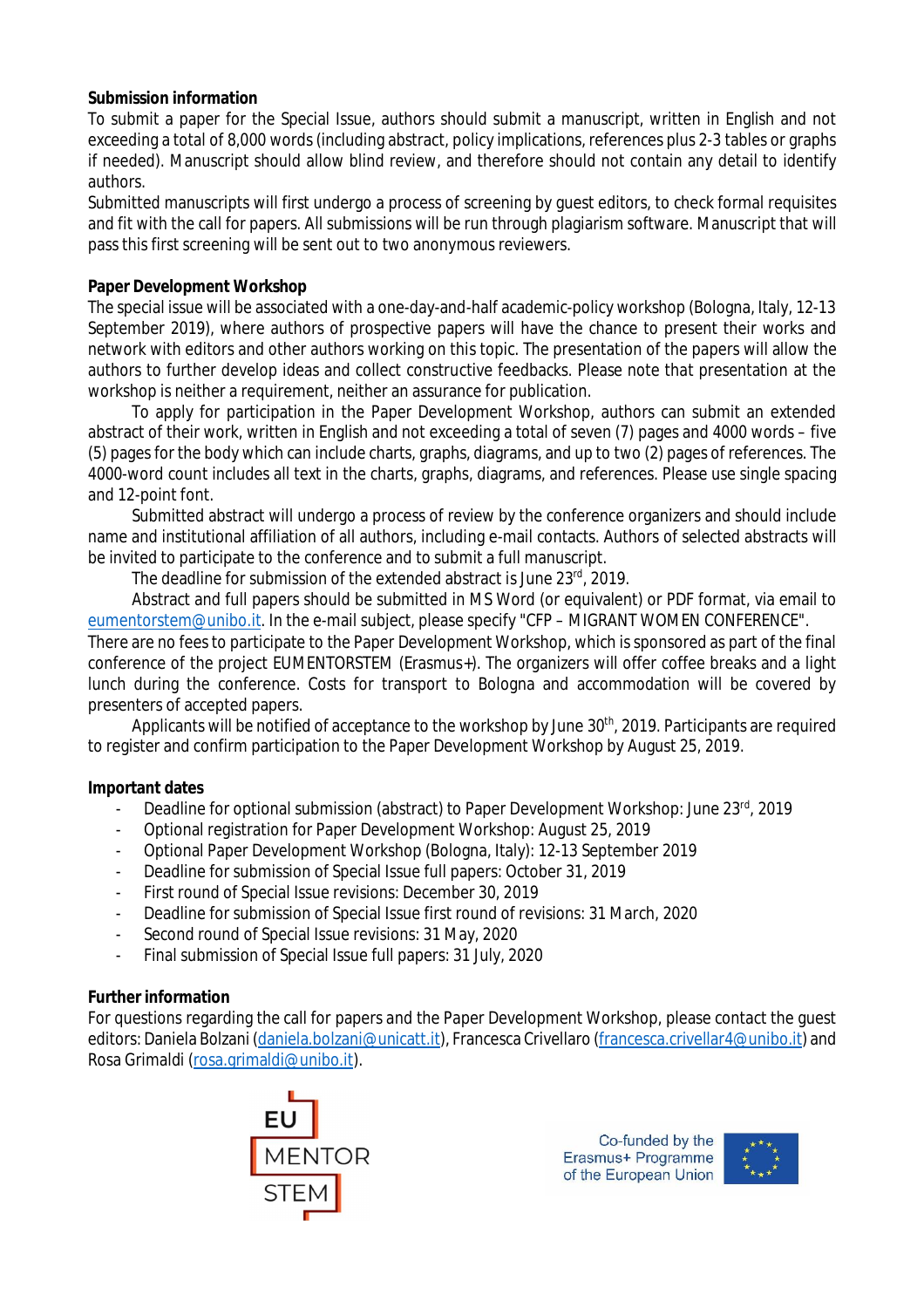**Submission information**

To submit a paper for the Special Issue, authors should submit a manuscript, written in English and not exceeding a total of 8,000 words (including abstract, policy implications, references plus 2-3 tables or graphs if needed). Manuscript should allow blind review, and therefore should not contain any detail to identify authors.

Submitted manuscripts will first undergo a process of screening by guest editors, to check formal requisites and fit with the call for papers. All submissions will be run through plagiarism software. Manuscript that will pass this first screening will be sent out to two anonymous reviewers.

**Paper Development Workshop**

The special issue will be associated with a one-day-and-half academic-policy workshop (Bologna, Italy, 12-13 September 2019), where authors of prospective papers will have the chance to present their works and network with editors and other authors working on this topic. The presentation of the papers will allow the authors to further develop ideas and collect constructive feedbacks. Please note that presentation at the workshop is neither a requirement, neither an assurance for publication.

To apply for participation in the Paper Development Workshop, authors can submit an extended abstract of their work, written in English and not exceeding a total of seven (7) pages and 4000 words – five (5) pages for the body which can include charts, graphs, diagrams, and up to two (2) pages of references. The 4000-word count includes all text in the charts, graphs, diagrams, and references. Please use single spacing and 12-point font.

Submitted abstract will undergo a process of review by the conference organizers and should include name and institutional affiliation of all authors, including e-mail contacts. Authors of selected abstracts will be invited to participate to the conference and to submit a full manuscript.

The deadline for submission of the extended abstract is June 23rd, 2019.

Abstract and full papers should be submitted in MS Word (or equivalent) or PDF format, via email to eumentorstem@unibo.it. In the e-mail subject, please specify "CFP – MIGRANT WOMEN CONFERENCE".

There are no fees to participate to the Paper Development Workshop, which is sponsored as part of the final conference of the project EUMENTORSTEM (Erasmus+). The organizers will offer coffee breaks and a light lunch during the conference. Costs for transport to Bologna and accommodation will be covered by presenters of accepted papers.

Applicants will be notified of acceptance to the workshop by June 30th, 2019. Participants are required to register and confirm participation to the Paper Development Workshop by August 25, 2019.

**Important dates**

- Deadline for optional submission (abstract) to Paper Development Workshop: June 23rd, 2019
- Optional registration for Paper Development Workshop: August 25, 2019
- Optional Paper Development Workshop (Bologna, Italy): 12-13 September 2019
- Deadline for submission of Special Issue full papers: October 31, 2019
- First round of Special Issue revisions: December 30, 2019
- Deadline for submission of Special Issue first round of revisions: 31 March, 2020
- Second round of Special Issue revisions: 31 May, 2020
- Final submission of Special Issue full papers: 31 July, 2020

**Further information**

For questions regarding the call for papers and the Paper Development Workshop, please contact the guest editors: Daniela Bolzani (daniela.bolzani@unicatt.it), Francesca Crivellaro (francesca.crivellar4@unibo.it) and Rosa Grimaldi (rosa.grimaldi@unibo.it).

EU MENTOR STEM

Co-funded by the Erasmus+ Programme of the European Union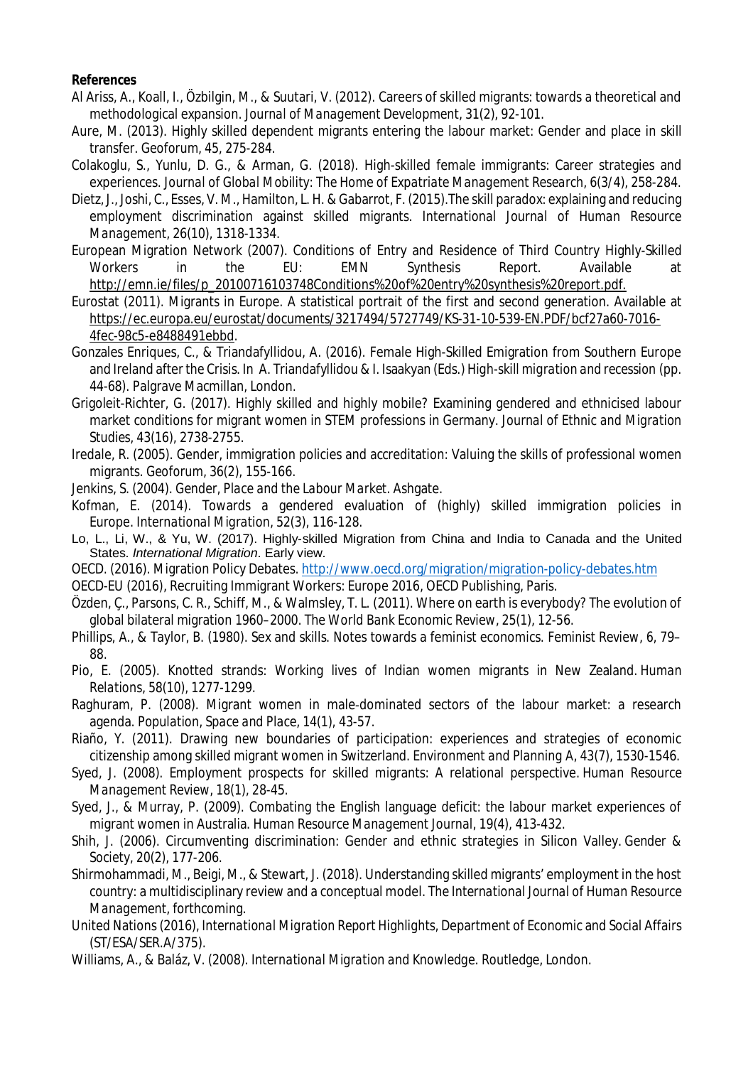**References**

Al Ariss, A., Koall, I., Özbilgin, M., & Suutari, V. (2012). Careers of skilled migrants: towards a theoretical and methodological expansion. *Journal of Management Development*, 31(2), 92-101.

Aure, M. (2013). Highly skilled dependent migrants entering the labour market: Gender and place in skill transfer. *Geoforum*, 45, 275-284.

Colakoglu, S., Yunlu, D. G., & Arman, G. (2018). High-skilled female immigrants: Career strategies and experiences. *Journal of Global Mobility: The Home of Expatriate Management Research*, 6(3/4), 258-284.

Dietz, J., Joshi, C., Esses, V. M., Hamilton, L. H. & Gabarrot, F. (2015).The skill paradox: explaining and reducing employment discrimination against skilled migrants. *International Journal of Human Resource Management*, 26(10), 1318-1334.

European Migration Network (2007). Conditions of Entry and Residence of Third Country Highly-Skilled Workers in the EU: EMN Synthesis Report. Available at http://emn.ie/files/p_20100716103748Conditions%20of%20entry%20synthesis%20report.pdf.

Eurostat (2011). Migrants in Europe. A statistical portrait of the first and second generation. Available at https://ec.europa.eu/eurostat/documents/3217494/5727749/KS-31-10-539-EN.PDF/bcf27a60-7016-4fec-98c5-e8488491ebbd.

Gonzales Enriques, C., & Triandafyllidou, A. (2016). Female High-Skilled Emigration from Southern Europe and Ireland after the Crisis. In A. Triandafyllidou & I. Isaakyan (Eds.) *High-skill migration and recession* (pp. 44-68). Palgrave Macmillan, London.

Grigoleit-Richter, G. (2017). Highly skilled and highly mobile? Examining gendered and ethnicised labour market conditions for migrant women in STEM professions in Germany. *Journal of Ethnic and Migration Studies*, 43(16), 2738-2755.

Iredale, R. (2005). Gender, immigration policies and accreditation: Valuing the skills of professional women migrants. *Geoforum*, 36(2), 155-166.

Jenkins, S. (2004). *Gender, Place and the Labour Market*. Ashgate.

Kofman, E. (2014). Towards a gendered evaluation of (highly) skilled immigration policies in Europe. *International Migration*, 52(3), 116-128.

Lo, L., Li, W., & Yu, W. (2017). Highly-skilled Migration from China and India to Canada and the United States. *International Migration*. Early view.

OECD. (2016). Migration Policy Debates. http://www.oecd.org/migration/migration-policy-debates.htm

OECD-EU (2016), Recruiting Immigrant Workers: Europe 2016, OECD Publishing, Paris.

Özden, Ç., Parsons, C. R., Schiff, M., & Walmsley, T. L. (2011). Where on earth is everybody? The evolution of global bilateral migration 1960–2000. *The World Bank Economic Review*, 25(1), 12-56.

Phillips, A., & Taylor, B. (1980). Sex and skills. Notes towards a feminist economics. *Feminist Review*, 6, 79–88.

Pio, E. (2005). Knotted strands: Working lives of Indian women migrants in New Zealand. *Human Relations*, 58(10), 1277-1299.

Raghuram, P. (2008). Migrant women in male-dominated sectors of the labour market: a research agenda. *Population, Space and Place*, 14(1), 43-57.

Riaño, Y. (2011). Drawing new boundaries of participation: experiences and strategies of economic citizenship among skilled migrant women in Switzerland. *Environment and Planning A*, 43(7), 1530-1546.

Syed, J. (2008). Employment prospects for skilled migrants: A relational perspective. *Human Resource Management Review*, 18(1), 28-45.

Syed, J., & Murray, P. (2009). Combating the English language deficit: the labour market experiences of migrant women in Australia. *Human Resource Management Journal*, 19(4), 413-432.

Shih, J. (2006). Circumventing discrimination: Gender and ethnic strategies in Silicon Valley. *Gender & Society*, 20(2), 177-206.

Shirmohammadi, M., Beigi, M., & Stewart, J. (2018). Understanding skilled migrants' employment in the host country: a multidisciplinary review and a conceptual model. *The International Journal of Human Resource Management*, forthcoming.

United Nations (2016), *International Migration Report Highlights*, Department of Economic and Social Affairs (ST/ESA/SER.A/375).

Williams, A., & Baláz, V. (2008). *International Migration and Knowledge*. Routledge, London.